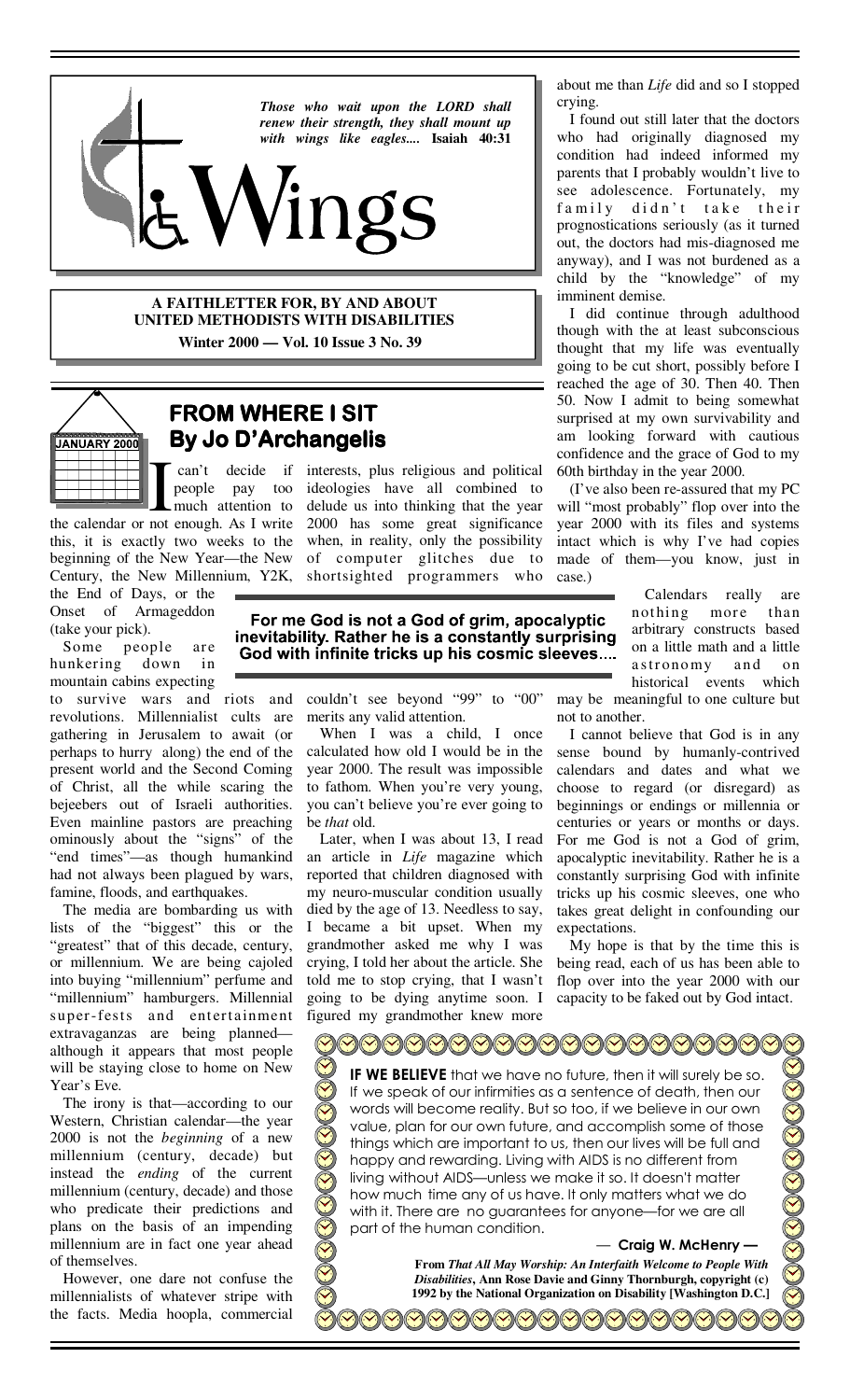*Those who wait upon the LORD shall renew their strength, they shall mount up with wings like eagles....* **Isaiah 40:31**

# Wings

**A FAITHLETTER FOR, BY AND ABOUT UNITED METHODISTS WITH DISABILITIES**

**Winter 2000 — Vol. 10 Issue 3 No. 39**

## FROM WHERE I SIT
## By Jo D'Archangelis

I can't decide if people pay too much attention to the calendar or not enough. As I write this, it is exactly two weeks to the beginning of the New Year—the New Century, the New Millennium, Y2K, the End of Days, or the Onset of Armageddon (take your pick).

Some people are hunkering down in mountain cabins expecting to survive wars and riots and revolutions. Millennialist cults are gathering in Jerusalem to await (or perhaps to hurry along) the end of the present world and the Second Coming of Christ, all the while scaring the bejeebers out of Israeli authorities. Even mainline pastors are preaching ominously about the "signs" of the "end times"—as though humankind had not always been plagued by wars, famine, floods, and earthquakes.

The media are bombarding us with lists of the "biggest" this or the "greatest" that of this decade, century, or millennium. We are being cajoled into buying "millennium" perfume and "millennium" hamburgers. Millennial super-fests and entertainment extravaganzas are being planned—although it appears that most people will be staying close to home on New Year's Eve.

The irony is that—according to our Western, Christian calendar—the year 2000 is not the *beginning* of a new millennium (century, decade) but instead the *ending* of the current millennium (century, decade) and those who predicate their predictions and plans on the basis of an impending millennium are in fact one year ahead of themselves.

However, one dare not confuse the millennialists of whatever stripe with the facts. Media hoopla, commercial interests, plus religious and political ideologies have all combined to delude us into thinking that the year 2000 has some great significance when, in reality, only the possibility of computer glitches due to shortsighted programmers who couldn't see beyond "99" to "00" merits any valid attention.

**For me God is not a God of grim, apocalyptic inevitability. Rather he is a constantly surprising God with infinite tricks up his cosmic sleeves....**

When I was a child, I once calculated how old I would be in the year 2000. The result was impossible to fathom. When you're very young, you can't believe you're ever going to be *that* old.

Later, when I was about 13, I read an article in *Life* magazine which reported that children diagnosed with my neuro-muscular condition usually died by the age of 13. Needless to say, I became a bit upset. When my grandmother asked me why I was crying, I told her about the article. She told me to stop crying, that I wasn't going to be dying anytime soon. I figured my grandmother knew more about me than *Life* did and so I stopped crying.

I found out still later that the doctors who had originally diagnosed my condition had indeed informed my parents that I probably wouldn't live to see adolescence. Fortunately, my family didn't take their prognostications seriously (as it turned out, the doctors had mis-diagnosed me anyway), and I was not burdened as a child by the "knowledge" of my imminent demise.

I did continue through adulthood though with the at least subconscious thought that my life was eventually going to be cut short, possibly before I reached the age of 30. Then 40. Then 50. Now I admit to being somewhat surprised at my own survivability and am looking forward with cautious confidence and the grace of God to my 60th birthday in the year 2000.

(I've also been re-assured that my PC will "most probably" flop over into the year 2000 with its files and systems intact which is why I've had copies made of them—you know, just in case.)

Calendars really are nothing more than arbitrary constructs based on a little math and a little astronomy and on historical events which may be meaningful to one culture but not to another.

I cannot believe that God is in any sense bound by humanly-contrived calendars and dates and what we choose to regard (or disregard) as beginnings or endings or millennia or centuries or years or months or days. For me God is not a God of grim, apocalyptic inevitability. Rather he is a constantly surprising God with infinite tricks up his cosmic sleeves, one who takes great delight in confounding our expectations.

My hope is that by the time this is being read, each of us has been able to flop over into the year 2000 with our capacity to be faked out by God intact.

---

**IF WE BELIEVE** that we have no future, then it will surely be so. If we speak of our infirmities as a sentence of death, then our words will become reality. But so too, if we believe in our own value, plan for our own future, and accomplish some of those things which are important to us, then our lives will be full and happy and rewarding. Living with AIDS is no different from living without AIDS—unless we make it so. It doesn't matter how much time any of us have. It only matters what we do with it. There are no guarantees for anyone—for we are all part of the human condition.

— **Craig W. McHenry** —

**From *That All May Worship: An Interfaith Welcome to People With Disabilities*, Ann Rose Davie and Ginny Thornburgh, copyright (c) 1992 by the National Organization on Disability [Washington D.C.]**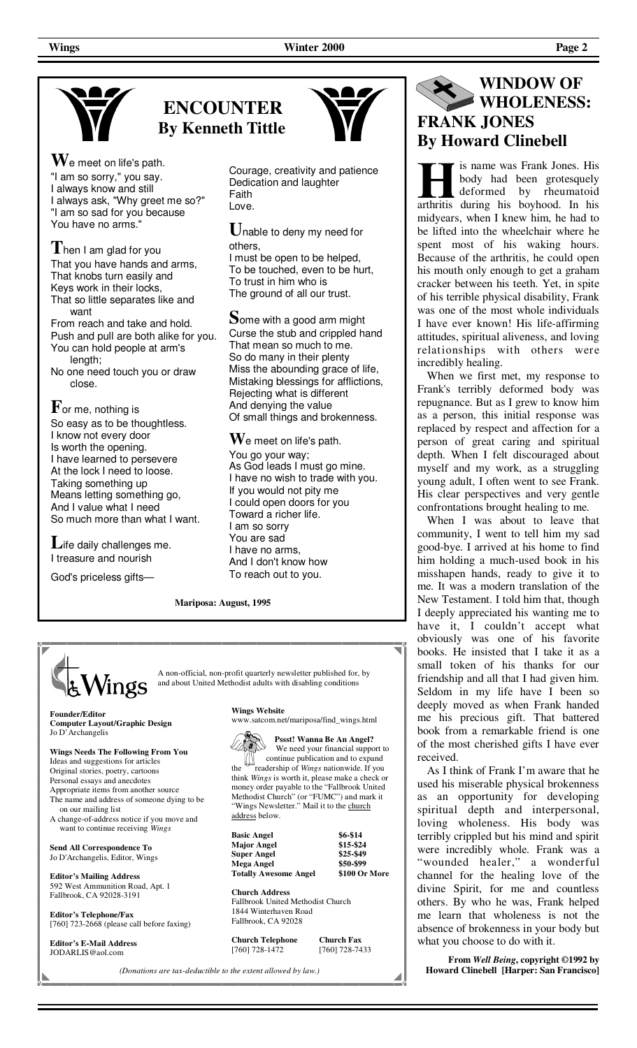# ENCOUNTER
## By Kenneth Tittle

We meet on life's path.
"I am so sorry," you say.
I always know and still
I always ask, "Why greet me so?"
"I am so sad for you because
You have no arms."

Then I am glad for you
That you have hands and arms,
That knobs turn easily and
Keys work in their locks,
That so little separates like and want
From reach and take and hold.
Push and pull are both alike for you.
You can hold people at arm's length;
No one need touch you or draw close.

For me, nothing is
So easy as to be thoughtless.
I know not every door
Is worth the opening.
I have learned to persevere
At the lock I need to loose.
Taking something up
Means letting something go,
And I value what I need
So much more than what I want.

Life daily challenges me.
I treasure and nourish
God's priceless gifts—
Courage, creativity and patience
Dedication and laughter
Faith
Love.

Unable to deny my need for others,
I must be open to be helped,
To be touched, even to be hurt,
To trust in him who is
The ground of all our trust.

Some with a good arm might
Curse the stub and crippled hand
That mean so much to me.
So do many in their plenty
Miss the abounding grace of life,
Mistaking blessings for afflictions,
Rejecting what is different
And denying the value
Of small things and brokenness.

We meet on life's path.
You go your way;
As God leads I must go mine.
I have no wish to trade with you.
If you would not pity me
I could open doors for you
Toward a richer life.
I am so sorry
You are sad
I have no arms,
And I don't know how
To reach out to you.

**Mariposa: August, 1995**

---

# Wings

A non-official, non-profit quarterly newsletter published for, by and about United Methodist adults with disabling conditions

**Founder/Editor**
**Computer Layout/Graphic Design**
Jo D'Archangelis

**Wings Needs The Following From You**
Ideas and suggestions for articles
Original stories, poetry, cartoons
Personal essays and anecdotes
Appropriate items from another source
The name and address of someone dying to be on our mailing list
A change-of-address notice if you move and want to continue receiving *Wings*

**Send All Correspondence To**
Jo D'Archangelis, Editor, Wings

**Editor's Mailing Address**
592 West Ammunition Road, Apt. 1
Fallbrook, CA 92028-3191

**Editor's Telephone/Fax**
[760] 723-2668 (please call before faxing)

**Editor's E-Mail Address**
JODARLIS@aol.com

**Wings Website**
www.satcom.net/mariposa/find_wings.html

**Pssst! Wanna Be An Angel?**
We need your financial support to continue publication and to expand the readership of *Wings* nationwide. If you think *Wings* is worth it, please make a check or money order payable to the "Fallbrook United Methodist Church" (or "FUMC") and mark it "Wings Newsletter." Mail it to the church address below.

| | |
|---|---|
| **Basic Angel** | **$6-$14** |
| **Major Angel** | **$15-$24** |
| **Super Angel** | **$25-$49** |
| **Mega Angel** | **$50-$99** |
| **Totally Awesome Angel** | **$100 Or More** |

**Church Address**
Fallbrook United Methodist Church
1844 Winterhaven Road
Fallbrook, CA 92028

**Church Telephone**
[760] 728-1472

**Church Fax**
[760] 728-7433

*(Donations are tax-deductible to the extent allowed by law.)*

---

# WINDOW OF WHOLENESS: FRANK JONES
## By Howard Clinebell

His name was Frank Jones. His body had been grotesquely deformed by rheumatoid arthritis during his boyhood. In his midyears, when I knew him, he had to be lifted into the wheelchair where he spent most of his waking hours. Because of the arthritis, he could open his mouth only enough to get a graham cracker between his teeth. Yet, in spite of his terrible physical disability, Frank was one of the most whole individuals I have ever known! His life-affirming attitudes, spiritual aliveness, and loving relationships with others were incredibly healing.

When we first met, my response to Frank's terribly deformed body was repugnance. But as I grew to know him as a person, this initial response was replaced by respect and affection for a person of great caring and spiritual depth. When I felt discouraged about myself and my work, as a struggling young adult, I often went to see Frank. His clear perspectives and very gentle confrontations brought healing to me.

When I was about to leave that community, I went to tell him my sad good-bye. I arrived at his home to find him holding a much-used book in his misshapen hands, ready to give it to me. It was a modern translation of the New Testament. I told him that, though I deeply appreciated his wanting me to have it, I couldn't accept what obviously was one of his favorite books. He insisted that I take it as a small token of his thanks for our friendship and all that I had given him. Seldom in my life have I been so deeply moved as when Frank handed me his precious gift. That battered book from a remarkable friend is one of the most cherished gifts I have ever received.

As I think of Frank I'm aware that he used his miserable physical brokenness as an opportunity for developing spiritual depth and interpersonal, loving wholeness. His body was terribly crippled but his mind and spirit were incredibly whole. Frank was a "wounded healer," a wonderful channel for the healing love of the divine Spirit, for me and countless others. By who he was, Frank helped me learn that wholeness is not the absence of brokenness in your body but what you choose to do with it.

**From *Well Being*, copyright ©1992 by Howard Clinebell [Harper: San Francisco]**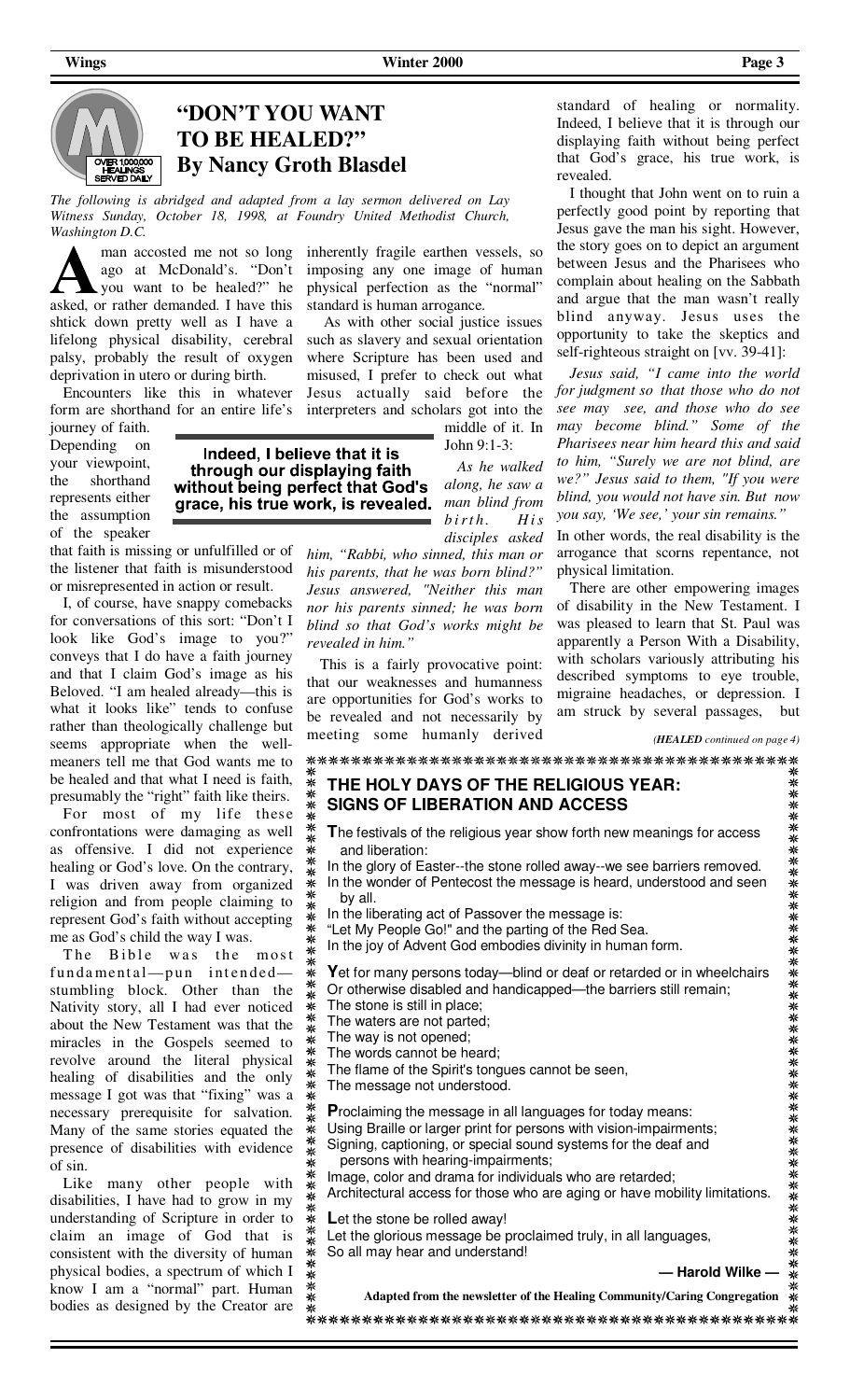## "DON'T YOU WANT TO BE HEALED?"
## By Nancy Groth Blasdel

*The following is abridged and adapted from a lay sermon delivered on Lay Witness Sunday, October 18, 1998, at Foundry United Methodist Church, Washington D.C.*

A man accosted me not so long ago at McDonald's. "Don't you want to be healed?" he asked, or rather demanded. I have this shtick down pretty well as I have a lifelong physical disability, cerebral palsy, probably the result of oxygen deprivation in utero or during birth.

Encounters like this in whatever form are shorthand for an entire life's journey of faith. Depending on your viewpoint, the shorthand represents either the assumption of the speaker that faith is missing or unfulfilled or of the listener that faith is misunderstood or misrepresented in action or result.

I, of course, have snappy comebacks for conversations of this sort: "Don't I look like God's image to you?" conveys that I do have a faith journey and that I claim God's image as his Beloved. "I am healed already—this is what it looks like" tends to confuse rather than theologically challenge but seems appropriate when the well-meaners tell me that God wants me to be healed and that what I need is faith, presumably the "right" faith like theirs.

For most of my life these confrontations were damaging as well as offensive. I did not experience healing or God's love. On the contrary, I was driven away from organized religion and from people claiming to represent God's faith without accepting me as God's child the way I was.

The Bible was the most fundamental—pun intended—stumbling block. Other than the Nativity story, all I had ever noticed about the New Testament was that the miracles in the Gospels seemed to revolve around the literal physical healing of disabilities and the only message I got was that "fixing" was a necessary prerequisite for salvation. Many of the same stories equated the presence of disabilities with evidence of sin.

Like many other people with disabilities, I have had to grow in my understanding of Scripture in order to claim an image of God that is consistent with the diversity of human physical bodies, a spectrum of which I know I am a "normal" part. Human bodies as designed by the Creator are inherently fragile earthen vessels, so imposing any one image of human physical perfection as the "normal" standard is human arrogance.

As with other social justice issues such as slavery and sexual orientation where Scripture has been used and misused, I prefer to check out what Jesus actually said before the interpreters and scholars got into the middle of it. In John 9:1-3:

> **Indeed, I believe that it is through our displaying faith without being perfect that God's grace, his true work, is revealed.**

*As he walked along, he saw a man blind from birth. His disciples asked him, "Rabbi, who sinned, this man or his parents, that he was born blind?" Jesus answered, "Neither this man nor his parents sinned; he was born blind so that God's works might be revealed in him."*

This is a fairly provocative point: that our weaknesses and humanness are opportunities for God's works to be revealed and not necessarily by meeting some humanly derived standard of healing or normality. Indeed, I believe that it is through our displaying faith without being perfect that God's grace, his true work, is revealed.

I thought that John went on to ruin a perfectly good point by reporting that Jesus gave the man his sight. However, the story goes on to depict an argument between Jesus and the Pharisees who complain about healing on the Sabbath and argue that the man wasn't really blind anyway. Jesus uses the opportunity to take the skeptics and self-righteous straight on [vv. 39-41]:

*Jesus said, "I came into the world for judgment so that those who do not see may see, and those who do see may become blind." Some of the Pharisees near him heard this and said to him, "Surely we are not blind, are we?" Jesus said to them, "If you were blind, you would not have sin. But now you say, 'We see,' your sin remains."*

In other words, the real disability is the arrogance that scorns repentance, not physical limitation.

There are other empowering images of disability in the New Testament. I was pleased to learn that St. Paul was apparently a Person With a Disability, with scholars variously attributing his described symptoms to eye trouble, migraine headaches, or depression. I am struck by several passages, but

*(**HEALED** continued on page 4)*

---

### THE HOLY DAYS OF THE RELIGIOUS YEAR: SIGNS OF LIBERATION AND ACCESS

**T**he festivals of the religious year show forth new meanings for access and liberation:
In the glory of Easter--the stone rolled away--we see barriers removed.
In the wonder of Pentecost the message is heard, understood and seen by all.
In the liberating act of Passover the message is:
"Let My People Go!" and the parting of the Red Sea.
In the joy of Advent God embodies divinity in human form.

**Y**et for many persons today—blind or deaf or retarded or in wheelchairs
Or otherwise disabled and handicapped—the barriers still remain;
The stone is still in place;
The waters are not parted;
The way is not opened;
The words cannot be heard;
The flame of the Spirit's tongues cannot be seen,
The message not understood.

**P**roclaiming the message in all languages for today means:
Using Braille or larger print for persons with vision-impairments;
Signing, captioning, or special sound systems for the deaf and persons with hearing-impairments;
Image, color and drama for individuals who are retarded;
Architectural access for those who are aging or have mobility limitations.

**L**et the stone be rolled away!
Let the glorious message be proclaimed truly, in all languages,
So all may hear and understand!

**— Harold Wilke —**

**Adapted from the newsletter of the Healing Community/Caring Congregation**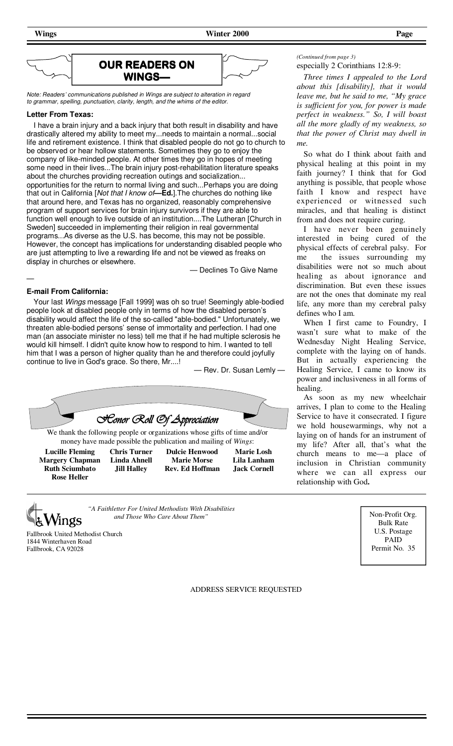## OUR READERS ON WINGS—

*Note: Readers' communications published in Wings are subject to alteration in regard to grammar, spelling, punctuation, clarity, length, and the whims of the editor.*

**Letter From Texas:**

I have a brain injury and a back injury that both result in disability and have drastically altered my ability to meet my...needs to maintain a normal...social life and retirement existence. I think that disabled people do not go to church to be observed or hear hollow statements. Sometimes they go to enjoy the company of like-minded people. At other times they go in hopes of meeting some need in their lives...The brain injury post-rehabilitation literature speaks about the churches providing recreation outings and socialization... opportunities for the return to normal living and such...Perhaps you are doing that out in California [*Not that I know of*—**Ed.**].The churches do nothing like that around here, and Texas has no organized, reasonably comprehensive program of support services for brain injury survivors if they are able to function well enough to live outside of an institution....The Lutheran [Church in Sweden] succeeded in implementing their religion in real governmental programs...As diverse as the U.S. has become, this may not be possible. However, the concept has implications for understanding disabled people who are just attempting to live a rewarding life and not be viewed as freaks on display in churches or elsewhere.

— Declines To Give Name

—

**E-mail From California:**

Your last *Wings* message [Fall 1999] was oh so true! Seemingly able-bodied people look at disabled people only in terms of how the disabled person's disability would affect the life of the so-called "able-bodied." Unfortunately, we threaten able-bodied persons' sense of immortality and perfection. I had one man (an associate minister no less) tell me that if he had multiple sclerosis he would kill himself. I didn't quite know how to respond to him. I wanted to tell him that I was a person of higher quality than he and therefore could joyfully continue to live in God's grace. So there, Mr....!

— Rev. Dr. Susan Lemly —

## *Honor Roll Of Appreciation*

We thank the following people or organizations whose gifts of time and/or money have made possible the publication and mailing of *Wings*:

| | | | |
|---|---|---|---|
| **Lucille Fleming** | **Chris Turner** | **Dulcie Henwood** | **Marie Losh** |
| **Margery Chapman** | **Linda Ahnell** | **Marie Morse** | **Lila Lanham** |
| **Ruth Sciumbato** | **Jill Halley** | **Rev. Ed Hoffman** | **Jack Cornell** |
| **Rose Heller** | | | |

*(Continued from page 3)*

especially 2 Corinthians 12:8-9:

*Three times I appealed to the Lord about this [disability], that it would leave me, but he said to me, "My grace is sufficient for you, for power is made perfect in weakness." So, I will boast all the more gladly of my weakness, so that the power of Christ may dwell in me.*

So what do I think about faith and physical healing at this point in my faith journey? I think that for God anything is possible, that people whose faith I know and respect have experienced or witnessed such miracles, and that healing is distinct from and does not require curing.

I have never been genuinely interested in being cured of the physical effects of cerebral palsy. For me the issues surrounding my disabilities were not so much about healing as about ignorance and discrimination. But even these issues are not the ones that dominate my real life, any more than my cerebral palsy defines who I am.

When I first came to Foundry, I wasn't sure what to make of the Wednesday Night Healing Service, complete with the laying on of hands. But in actually experiencing the Healing Service, I came to know its power and inclusiveness in all forms of healing.

As soon as my new wheelchair arrives, I plan to come to the Healing Service to have it consecrated. I figure we hold housewarmings, why not a laying on of hands for an instrument of my life? After all, that's what the church means to me—a place of inclusion in Christian community where we can all express our relationship with God**.**

Wings

*"A Faithletter For United Methodists With Disabilities and Those Who Care About Them"*

Fallbrook United Methodist Church
1844 Winterhaven Road
Fallbrook, CA 92028

Non-Profit Org.
Bulk Rate
U.S. Postage
PAID
Permit No. 35

ADDRESS SERVICE REQUESTED